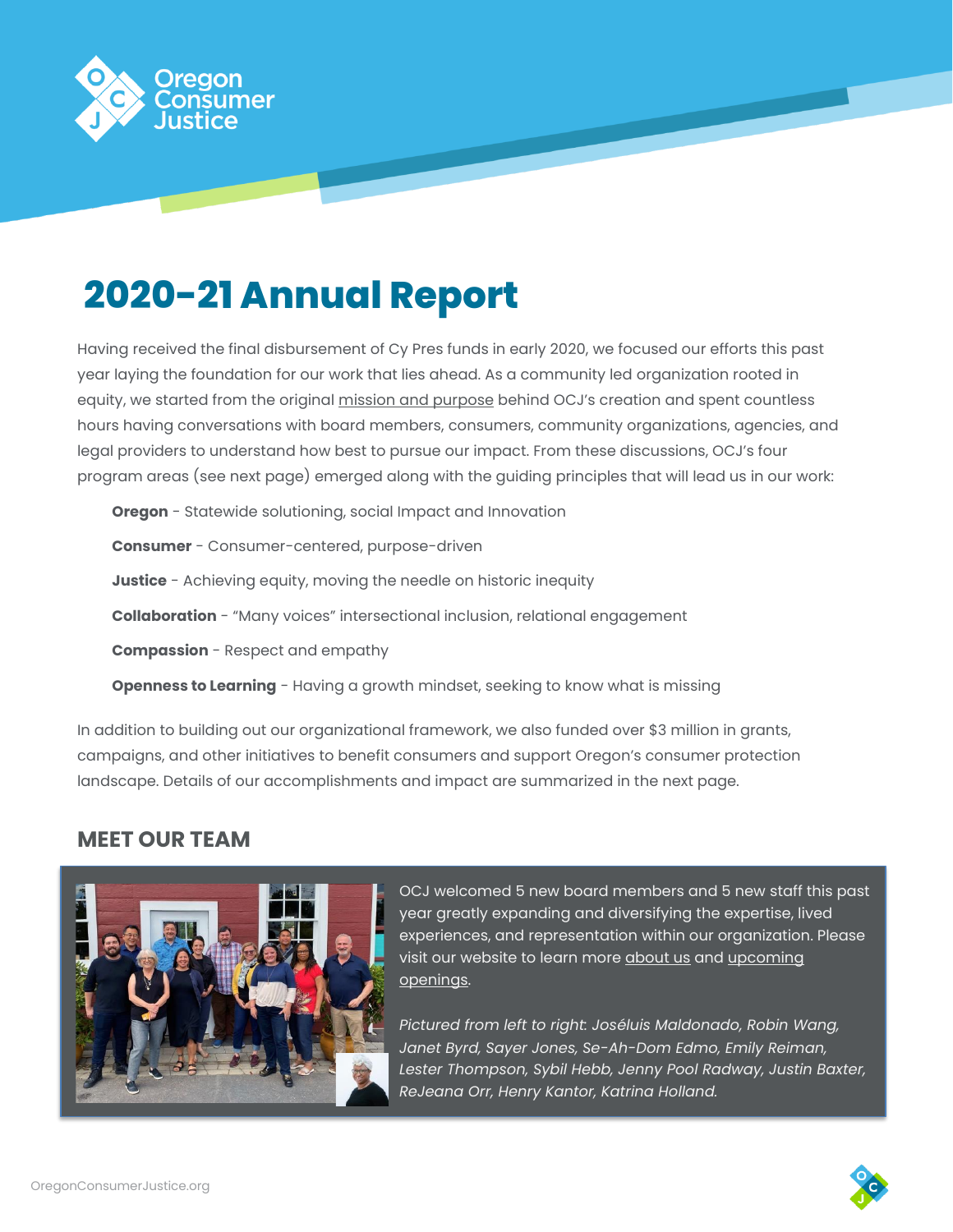# 2020-21 Annual Report

Having received the final disbursement of Cy Pres funds in early 2020, we focused our efforts this past year laying the foundation for our work that lies ahead. As a community led organization rooted in equity, we started from the original mission and purpose behind OCJ's creation and spent countless hours having conversations with board members, consumers, community organizations, agencies, and legal providers to understand how best to pursue our impact. From these discussions, OCJ's four program areas (see next page) emerged along with the guiding principles that will lead us in our work:

- **Oregon** - Statewide solutioning, social Impact and Innovation
- **Consumer** - Consumer-centered, purpose-driven
- **Justice** - Achieving equity, moving the needle on historic inequity
- **Collaboration** - "Many voices" intersectional inclusion, relational engagement
- **Compassion** - Respect and empathy
- **Openness to Learning** - Having a growth mindset, seeking to know what is missing

In addition to building out our organizational framework, we also funded over $3 million in grants, campaigns, and other initiatives to benefit consumers and support Oregon's consumer protection landscape. Details of our accomplishments and impact are summarized in the next page.

## MEET OUR TEAM

OCJ welcomed 5 new board members and 5 new staff this past year greatly expanding and diversifying the expertise, lived experiences, and representation within our organization. Please visit our website to learn more about us and upcoming openings.

*Pictured from left to right: Joséluis Maldonado, Robin Wang, Janet Byrd, Sayer Jones, Se-Ah-Dom Edmo, Emily Reiman, Lester Thompson, Sybil Hebb, Jenny Pool Radway, Justin Baxter, ReJeana Orr, Henry Kantor, Katrina Holland.*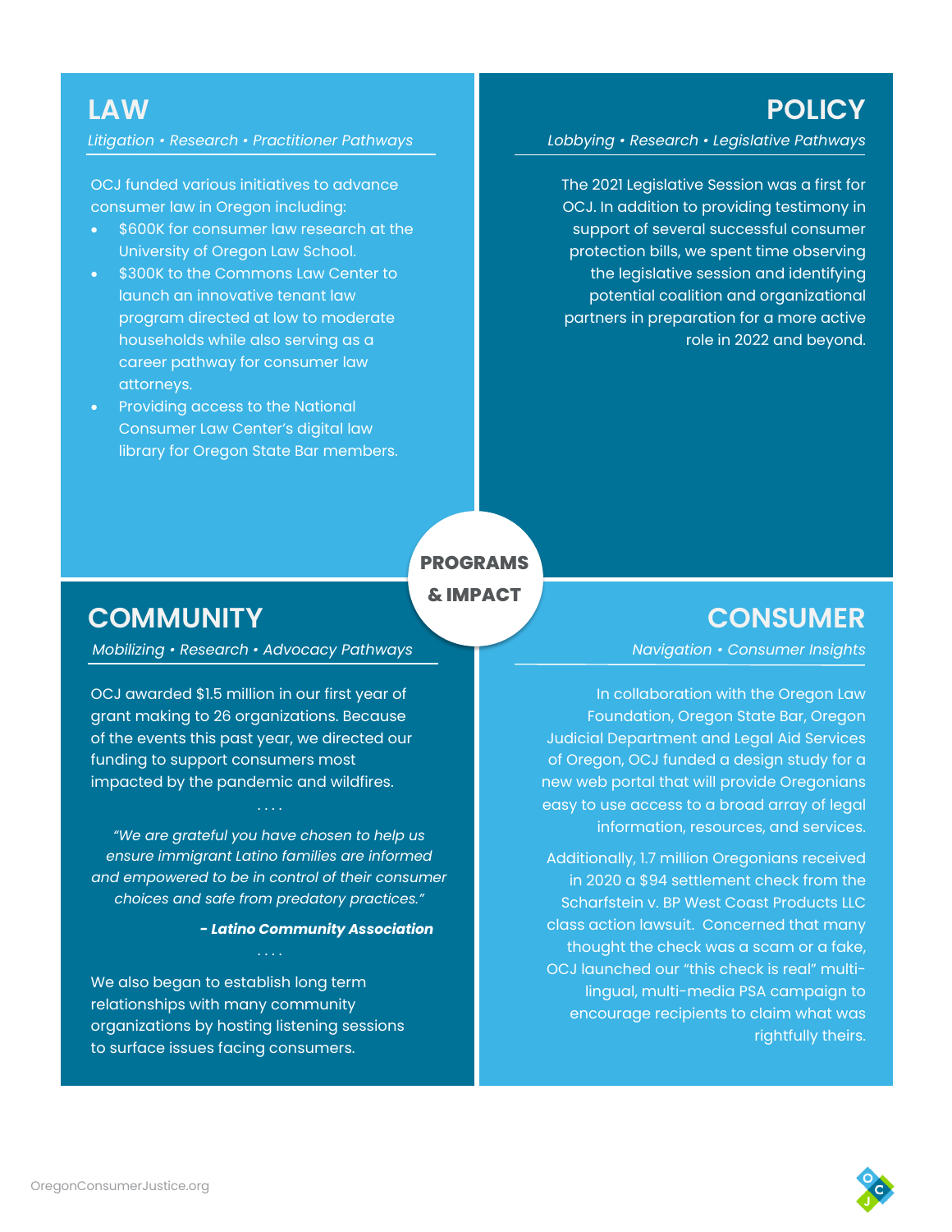# PROGRAMS & IMPACT

## LAW

*Litigation • Research • Practitioner Pathways*

OCJ funded various initiatives to advance consumer law in Oregon including:

- $600K for consumer law research at the University of Oregon Law School.
- $300K to the Commons Law Center to launch an innovative tenant law program directed at low to moderate households while also serving as a career pathway for consumer law attorneys.
- Providing access to the National Consumer Law Center's digital law library for Oregon State Bar members.

## POLICY

*Lobbying • Research • Legislative Pathways*

The 2021 Legislative Session was a first for OCJ. In addition to providing testimony in support of several successful consumer protection bills, we spent time observing the legislative session and identifying potential coalition and organizational partners in preparation for a more active role in 2022 and beyond.

## COMMUNITY

*Mobilizing • Research • Advocacy Pathways*

OCJ awarded $1.5 million in our first year of grant making to 26 organizations. Because of the events this past year, we directed our funding to support consumers most impacted by the pandemic and wildfires.

. . . .

*"We are grateful you have chosen to help us ensure immigrant Latino families are informed and empowered to be in control of their consumer choices and safe from predatory practices."*

***- Latino Community Association***

. . . .

We also began to establish long term relationships with many community organizations by hosting listening sessions to surface issues facing consumers.

## CONSUMER

*Navigation • Consumer Insights*

In collaboration with the Oregon Law Foundation, Oregon State Bar, Oregon Judicial Department and Legal Aid Services of Oregon, OCJ funded a design study for a new web portal that will provide Oregonians easy to use access to a broad array of legal information, resources, and services.

Additionally, 1.7 million Oregonians received in 2020 a $94 settlement check from the Scharfstein v. BP West Coast Products LLC class action lawsuit. Concerned that many thought the check was a scam or a fake, OCJ launched our "this check is real" multi-lingual, multi-media PSA campaign to encourage recipients to claim what was rightfully theirs.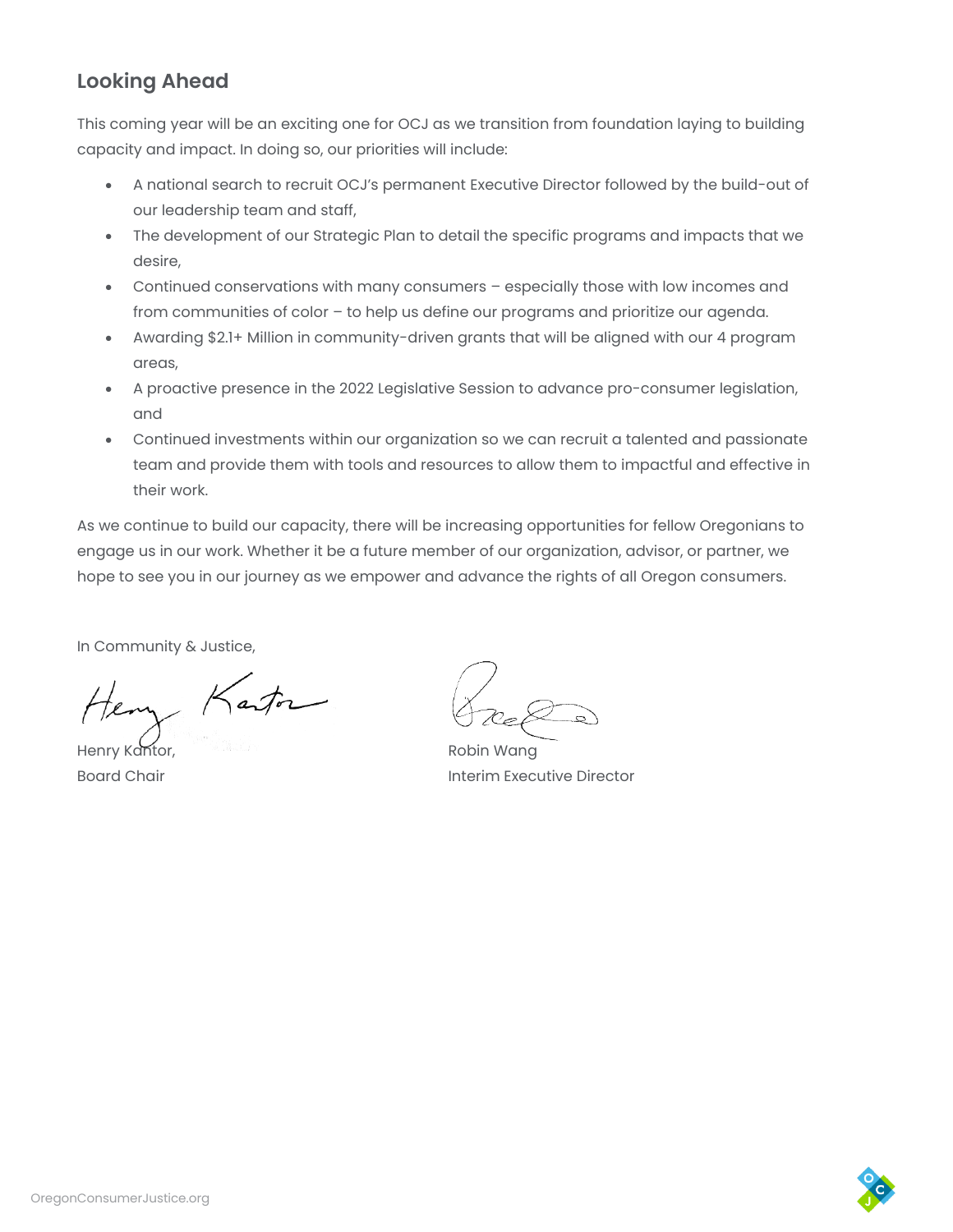## Looking Ahead

This coming year will be an exciting one for OCJ as we transition from foundation laying to building capacity and impact. In doing so, our priorities will include:

- A national search to recruit OCJ's permanent Executive Director followed by the build-out of our leadership team and staff,
- The development of our Strategic Plan to detail the specific programs and impacts that we desire,
- Continued conservations with many consumers – especially those with low incomes and from communities of color – to help us define our programs and prioritize our agenda.
- Awarding $2.1+ Million in community-driven grants that will be aligned with our 4 program areas,
- A proactive presence in the 2022 Legislative Session to advance pro-consumer legislation, and
- Continued investments within our organization so we can recruit a talented and passionate team and provide them with tools and resources to allow them to impactful and effective in their work.

As we continue to build our capacity, there will be increasing opportunities for fellow Oregonians to engage us in our work. Whether it be a future member of our organization, advisor, or partner, we hope to see you in our journey as we empower and advance the rights of all Oregon consumers.

In Community & Justice,

Henry Kantor,
Board Chair

Robin Wang
Interim Executive Director